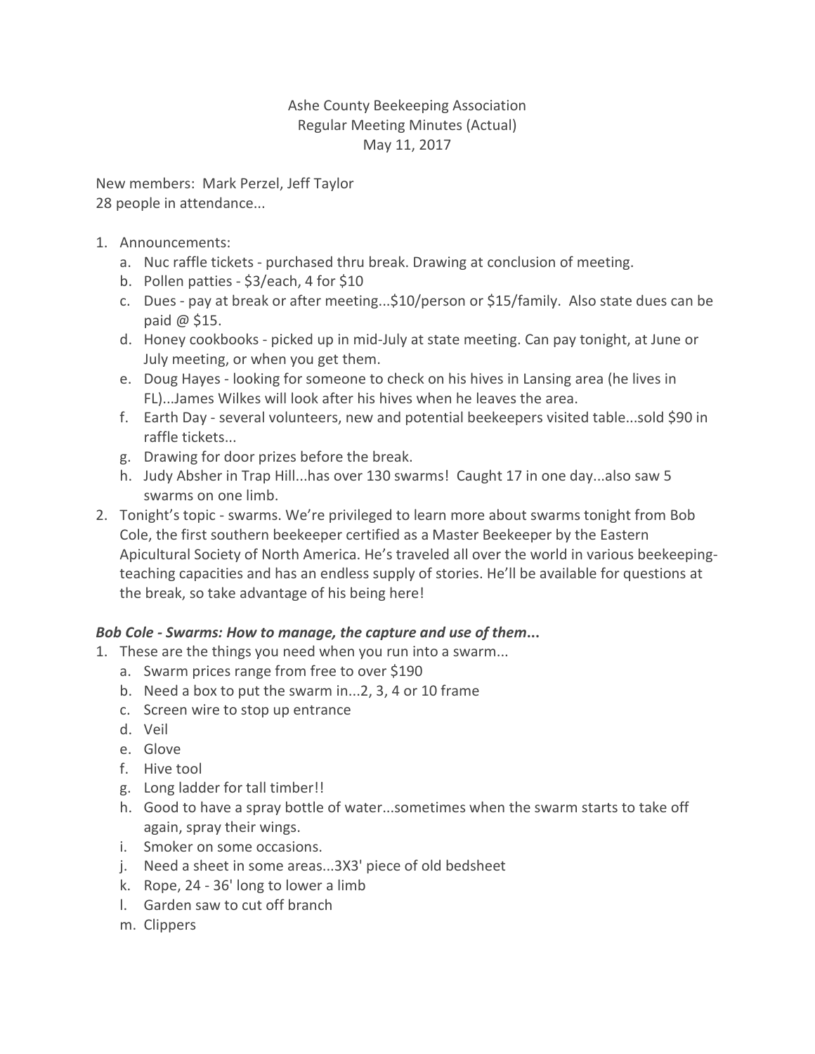# Ashe County Beekeeping Association
## Regular Meeting Minutes (Actual)
### May 11, 2017

New members: Mark Perzel, Jeff Taylor
28 people in attendance...

1. Announcements:
   a. Nuc raffle tickets - purchased thru break. Drawing at conclusion of meeting.
   b. Pollen patties - $3/each, 4 for $10
   c. Dues - pay at break or after meeting...$10/person or $15/family. Also state dues can be paid @ $15.
   d. Honey cookbooks - picked up in mid-July at state meeting. Can pay tonight, at June or July meeting, or when you get them.
   e. Doug Hayes - looking for someone to check on his hives in Lansing area (he lives in FL)...James Wilkes will look after his hives when he leaves the area.
   f. Earth Day - several volunteers, new and potential beekeepers visited table...sold $90 in raffle tickets...
   g. Drawing for door prizes before the break.
   h. Judy Absher in Trap Hill...has over 130 swarms! Caught 17 in one day...also saw 5 swarms on one limb.
2. Tonight's topic - swarms. We're privileged to learn more about swarms tonight from Bob Cole, the first southern beekeeper certified as a Master Beekeeper by the Eastern Apicultural Society of North America. He's traveled all over the world in various beekeeping-teaching capacities and has an endless supply of stories. He'll be available for questions at the break, so take advantage of his being here!

***Bob Cole - Swarms: How to manage, the capture and use of them...***

1. These are the things you need when you run into a swarm...
   a. Swarm prices range from free to over $190
   b. Need a box to put the swarm in...2, 3, 4 or 10 frame
   c. Screen wire to stop up entrance
   d. Veil
   e. Glove
   f. Hive tool
   g. Long ladder for tall timber!!
   h. Good to have a spray bottle of water...sometimes when the swarm starts to take off again, spray their wings.
   i. Smoker on some occasions.
   j. Need a sheet in some areas...3X3' piece of old bedsheet
   k. Rope, 24 - 36' long to lower a limb
   l. Garden saw to cut off branch
   m. Clippers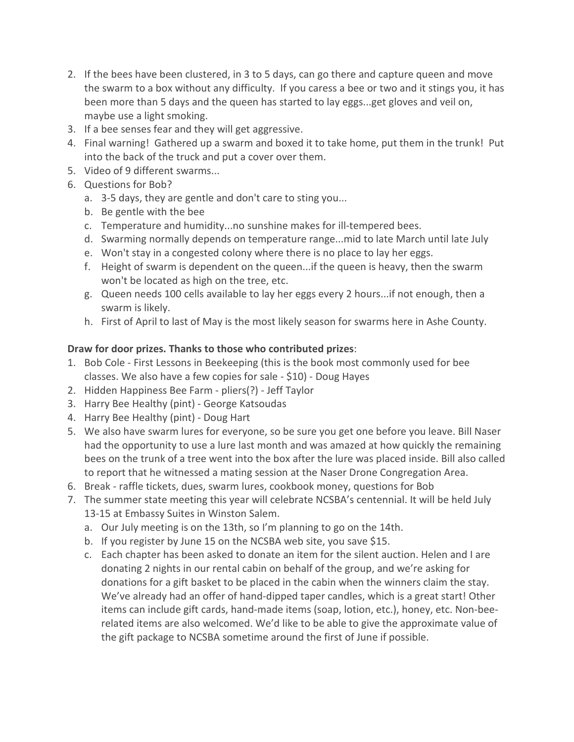2. If the bees have been clustered, in 3 to 5 days, can go there and capture queen and move the swarm to a box without any difficulty. If you caress a bee or two and it stings you, it has been more than 5 days and the queen has started to lay eggs...get gloves and veil on, maybe use a light smoking.
3. If a bee senses fear and they will get aggressive.
4. Final warning! Gathered up a swarm and boxed it to take home, put them in the trunk! Put into the back of the truck and put a cover over them.
5. Video of 9 different swarms...
6. Questions for Bob?
   a. 3-5 days, they are gentle and don't care to sting you...
   b. Be gentle with the bee
   c. Temperature and humidity...no sunshine makes for ill-tempered bees.
   d. Swarming normally depends on temperature range...mid to late March until late July
   e. Won't stay in a congested colony where there is no place to lay her eggs.
   f. Height of swarm is dependent on the queen...if the queen is heavy, then the swarm won't be located as high on the tree, etc.
   g. Queen needs 100 cells available to lay her eggs every 2 hours...if not enough, then a swarm is likely.
   h. First of April to last of May is the most likely season for swarms here in Ashe County.

**Draw for door prizes. Thanks to those who contributed prizes**:

1. Bob Cole - First Lessons in Beekeeping (this is the book most commonly used for bee classes. We also have a few copies for sale - $10) - Doug Hayes
2. Hidden Happiness Bee Farm - pliers(?) - Jeff Taylor
3. Harry Bee Healthy (pint) - George Katsoudas
4. Harry Bee Healthy (pint) - Doug Hart
5. We also have swarm lures for everyone, so be sure you get one before you leave. Bill Naser had the opportunity to use a lure last month and was amazed at how quickly the remaining bees on the trunk of a tree went into the box after the lure was placed inside. Bill also called to report that he witnessed a mating session at the Naser Drone Congregation Area.
6. Break - raffle tickets, dues, swarm lures, cookbook money, questions for Bob
7. The summer state meeting this year will celebrate NCSBA's centennial. It will be held July 13-15 at Embassy Suites in Winston Salem.
   a. Our July meeting is on the 13th, so I'm planning to go on the 14th.
   b. If you register by June 15 on the NCSBA web site, you save $15.
   c. Each chapter has been asked to donate an item for the silent auction. Helen and I are donating 2 nights in our rental cabin on behalf of the group, and we're asking for donations for a gift basket to be placed in the cabin when the winners claim the stay. We've already had an offer of hand-dipped taper candles, which is a great start! Other items can include gift cards, hand-made items (soap, lotion, etc.), honey, etc. Non-bee-related items are also welcomed. We'd like to be able to give the approximate value of the gift package to NCSBA sometime around the first of June if possible.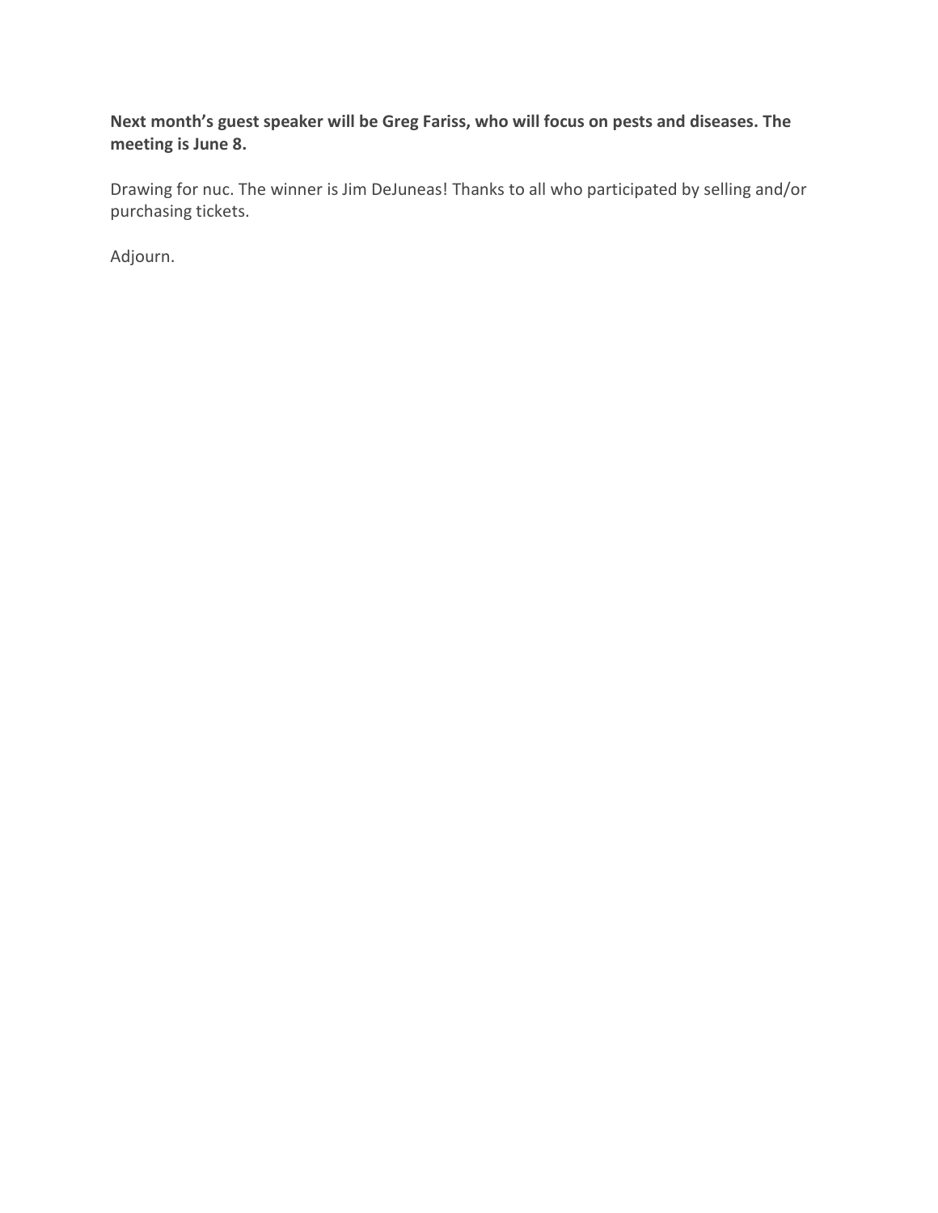**Next month's guest speaker will be Greg Fariss, who will focus on pests and diseases. The meeting is June 8.**

Drawing for nuc. The winner is Jim DeJuneas! Thanks to all who participated by selling and/or purchasing tickets.

Adjourn.